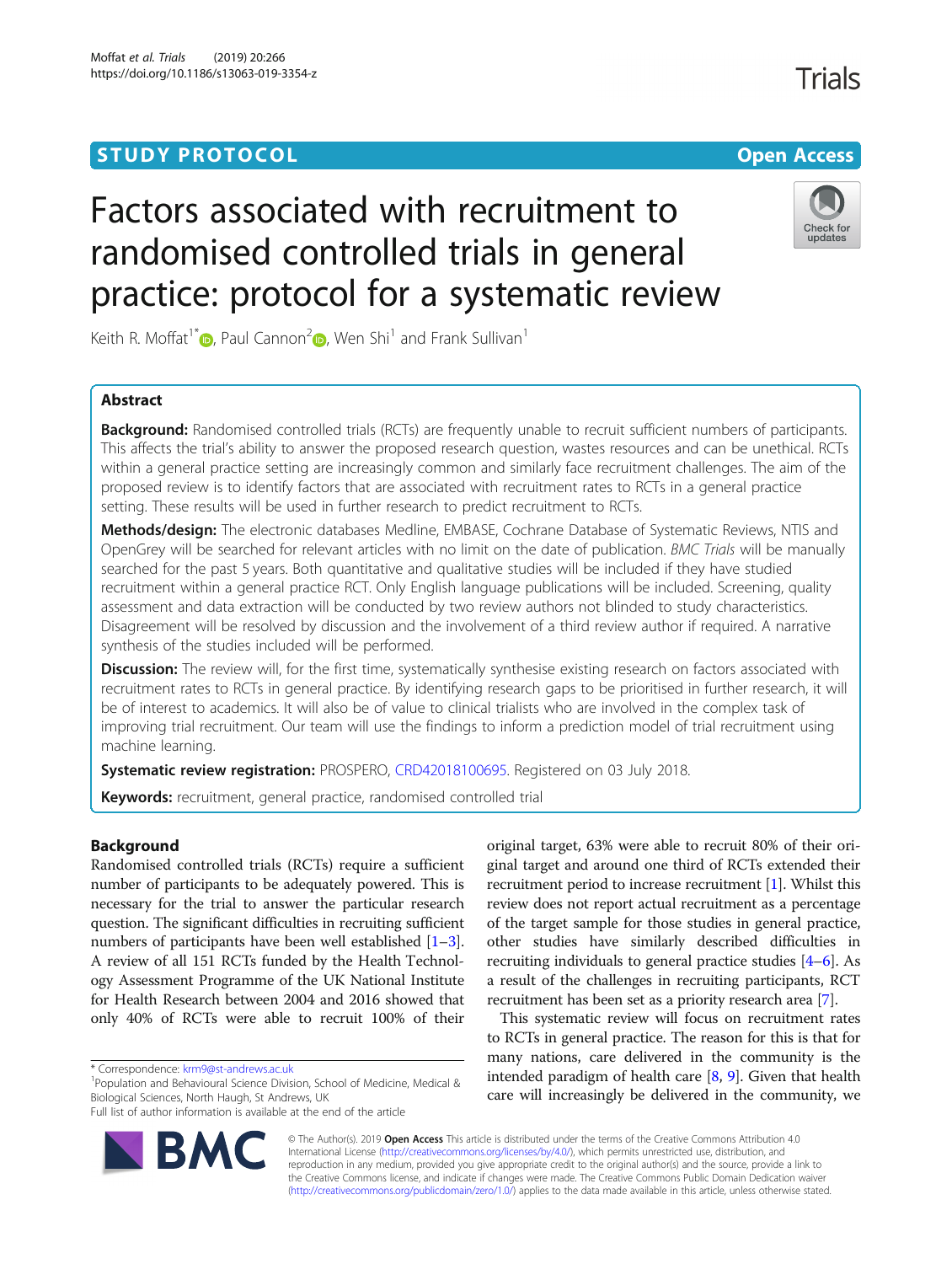# Factors associated with recruitment to randomised controlled trials in general practice: protocol for a systematic review

Keith R. Moffat[1*], Paul Cannon[2], Wen Shi[1] and Frank Sullivan[1]

## Abstract

**Background:** Randomised controlled trials (RCTs) are frequently unable to recruit sufficient numbers of participants. This affects the trial's ability to answer the proposed research question, wastes resources and can be unethical. RCTs within a general practice setting are increasingly common and similarly face recruitment challenges. The aim of the proposed review is to identify factors that are associated with recruitment rates to RCTs in a general practice setting. These results will be used in further research to predict recruitment to RCTs.

**Methods/design:** The electronic databases Medline, EMBASE, Cochrane Database of Systematic Reviews, NTIS and OpenGrey will be searched for relevant articles with no limit on the date of publication. *BMC Trials* will be manually searched for the past 5 years. Both quantitative and qualitative studies will be included if they have studied recruitment within a general practice RCT. Only English language publications will be included. Screening, quality assessment and data extraction will be conducted by two review authors not blinded to study characteristics. Disagreement will be resolved by discussion and the involvement of a third review author if required. A narrative synthesis of the studies included will be performed.

**Discussion:** The review will, for the first time, systematically synthesise existing research on factors associated with recruitment rates to RCTs in general practice. By identifying research gaps to be prioritised in further research, it will be of interest to academics. It will also be of value to clinical trialists who are involved in the complex task of improving trial recruitment. Our team will use the findings to inform a prediction model of trial recruitment using machine learning.

**Systematic review registration:** PROSPERO, CRD42018100695. Registered on 03 July 2018.

**Keywords:** recruitment, general practice, randomised controlled trial

## Background

Randomised controlled trials (RCTs) require a sufficient number of participants to be adequately powered. This is necessary for the trial to answer the particular research question. The significant difficulties in recruiting sufficient numbers of participants have been well established [1–3]. A review of all 151 RCTs funded by the Health Technology Assessment Programme of the UK National Institute for Health Research between 2004 and 2016 showed that only 40% of RCTs were able to recruit 100% of their original target, 63% were able to recruit 80% of their original target and around one third of RCTs extended their recruitment period to increase recruitment [1]. Whilst this review does not report actual recruitment as a percentage of the target sample for those studies in general practice, other studies have similarly described difficulties in recruiting individuals to general practice studies [4–6]. As a result of the challenges in recruiting participants, RCT recruitment has been set as a priority research area [7].

This systematic review will focus on recruitment rates to RCTs in general practice. The reason for this is that for many nations, care delivered in the community is the intended paradigm of health care [8, 9]. Given that health care will increasingly be delivered in the community, we

\* Correspondence: krm9@st-andrews.ac.uk
[1]Population and Behavioural Science Division, School of Medicine, Medical & Biological Sciences, North Haugh, St Andrews, UK
Full list of author information is available at the end of the article

© The Author(s). 2019 **Open Access** This article is distributed under the terms of the Creative Commons Attribution 4.0 International License (http://creativecommons.org/licenses/by/4.0/), which permits unrestricted use, distribution, and reproduction in any medium, provided you give appropriate credit to the original author(s) and the source, provide a link to the Creative Commons license, and indicate if changes were made. The Creative Commons Public Domain Dedication waiver (http://creativecommons.org/publicdomain/zero/1.0/) applies to the data made available in this article, unless otherwise stated.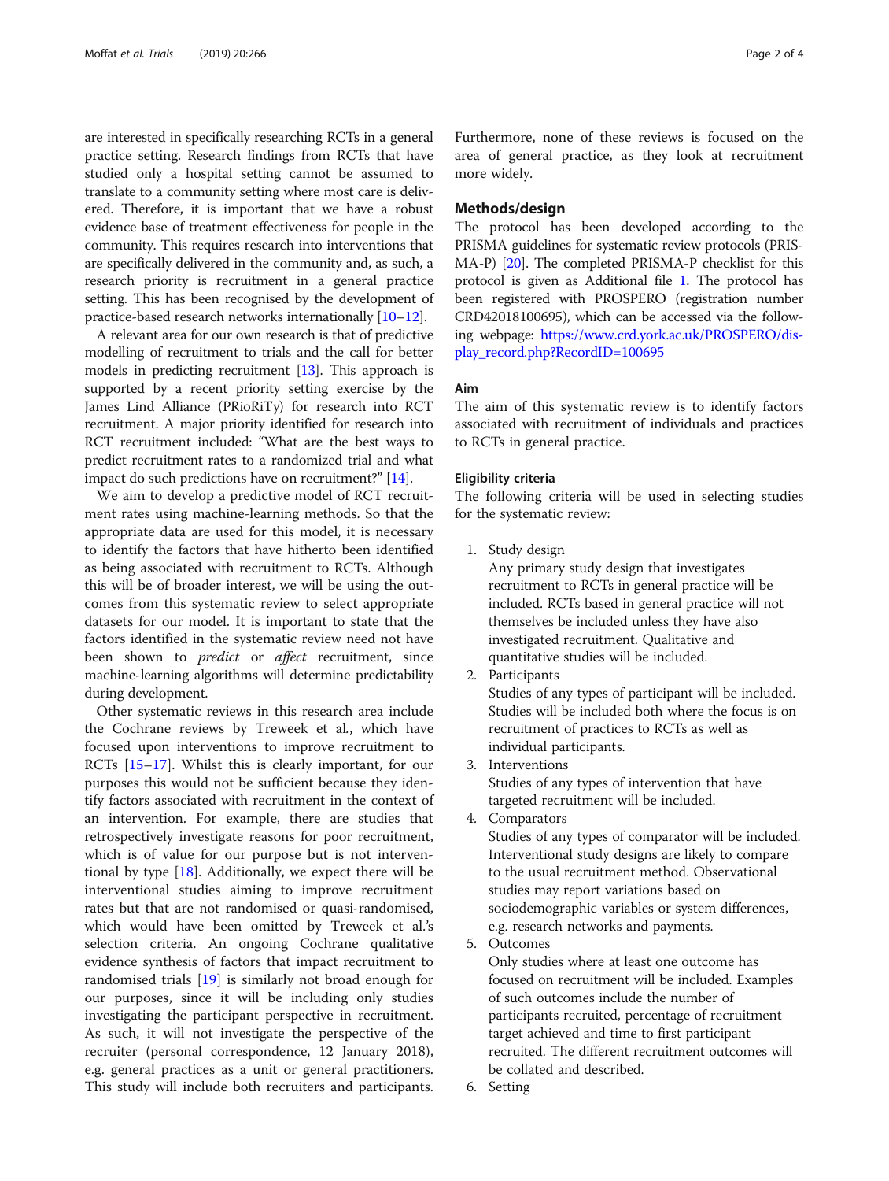are interested in specifically researching RCTs in a general practice setting. Research findings from RCTs that have studied only a hospital setting cannot be assumed to translate to a community setting where most care is delivered. Therefore, it is important that we have a robust evidence base of treatment effectiveness for people in the community. This requires research into interventions that are specifically delivered in the community and, as such, a research priority is recruitment in a general practice setting. This has been recognised by the development of practice-based research networks internationally [10–12].

A relevant area for our own research is that of predictive modelling of recruitment to trials and the call for better models in predicting recruitment [13]. This approach is supported by a recent priority setting exercise by the James Lind Alliance (PRioRiTy) for research into RCT recruitment. A major priority identified for research into RCT recruitment included: "What are the best ways to predict recruitment rates to a randomized trial and what impact do such predictions have on recruitment?" [14].

We aim to develop a predictive model of RCT recruitment rates using machine-learning methods. So that the appropriate data are used for this model, it is necessary to identify the factors that have hitherto been identified as being associated with recruitment to RCTs. Although this will be of broader interest, we will be using the outcomes from this systematic review to select appropriate datasets for our model. It is important to state that the factors identified in the systematic review need not have been shown to *predict* or *affect* recruitment, since machine-learning algorithms will determine predictability during development.

Other systematic reviews in this research area include the Cochrane reviews by Treweek et al., which have focused upon interventions to improve recruitment to RCTs [15–17]. Whilst this is clearly important, for our purposes this would not be sufficient because they identify factors associated with recruitment in the context of an intervention. For example, there are studies that retrospectively investigate reasons for poor recruitment, which is of value for our purpose but is not interventional by type [18]. Additionally, we expect there will be interventional studies aiming to improve recruitment rates but that are not randomised or quasi-randomised, which would have been omitted by Treweek et al.'s selection criteria. An ongoing Cochrane qualitative evidence synthesis of factors that impact recruitment to randomised trials [19] is similarly not broad enough for our purposes, since it will be including only studies investigating the participant perspective in recruitment. As such, it will not investigate the perspective of the recruiter (personal correspondence, 12 January 2018), e.g. general practices as a unit or general practitioners. This study will include both recruiters and participants. Furthermore, none of these reviews is focused on the area of general practice, as they look at recruitment more widely.

## Methods/design

The protocol has been developed according to the PRISMA guidelines for systematic review protocols (PRISMA-P) [20]. The completed PRISMA-P checklist for this protocol is given as Additional file 1. The protocol has been registered with PROSPERO (registration number CRD42018100695), which can be accessed via the following webpage: https://www.crd.york.ac.uk/PROSPERO/display_record.php?RecordID=100695

### Aim

The aim of this systematic review is to identify factors associated with recruitment of individuals and practices to RCTs in general practice.

### Eligibility criteria

The following criteria will be used in selecting studies for the systematic review:

1. Study design
   Any primary study design that investigates recruitment to RCTs in general practice will be included. RCTs based in general practice will not themselves be included unless they have also investigated recruitment. Qualitative and quantitative studies will be included.
2. Participants
   Studies of any types of participant will be included. Studies will be included both where the focus is on recruitment of practices to RCTs as well as individual participants.
3. Interventions
   Studies of any types of intervention that have targeted recruitment will be included.
4. Comparators
   Studies of any types of comparator will be included. Interventional study designs are likely to compare to the usual recruitment method. Observational studies may report variations based on sociodemographic variables or system differences, e.g. research networks and payments.
5. Outcomes
   Only studies where at least one outcome has focused on recruitment will be included. Examples of such outcomes include the number of participants recruited, percentage of recruitment target achieved and time to first participant recruited. The different recruitment outcomes will be collated and described.
6. Setting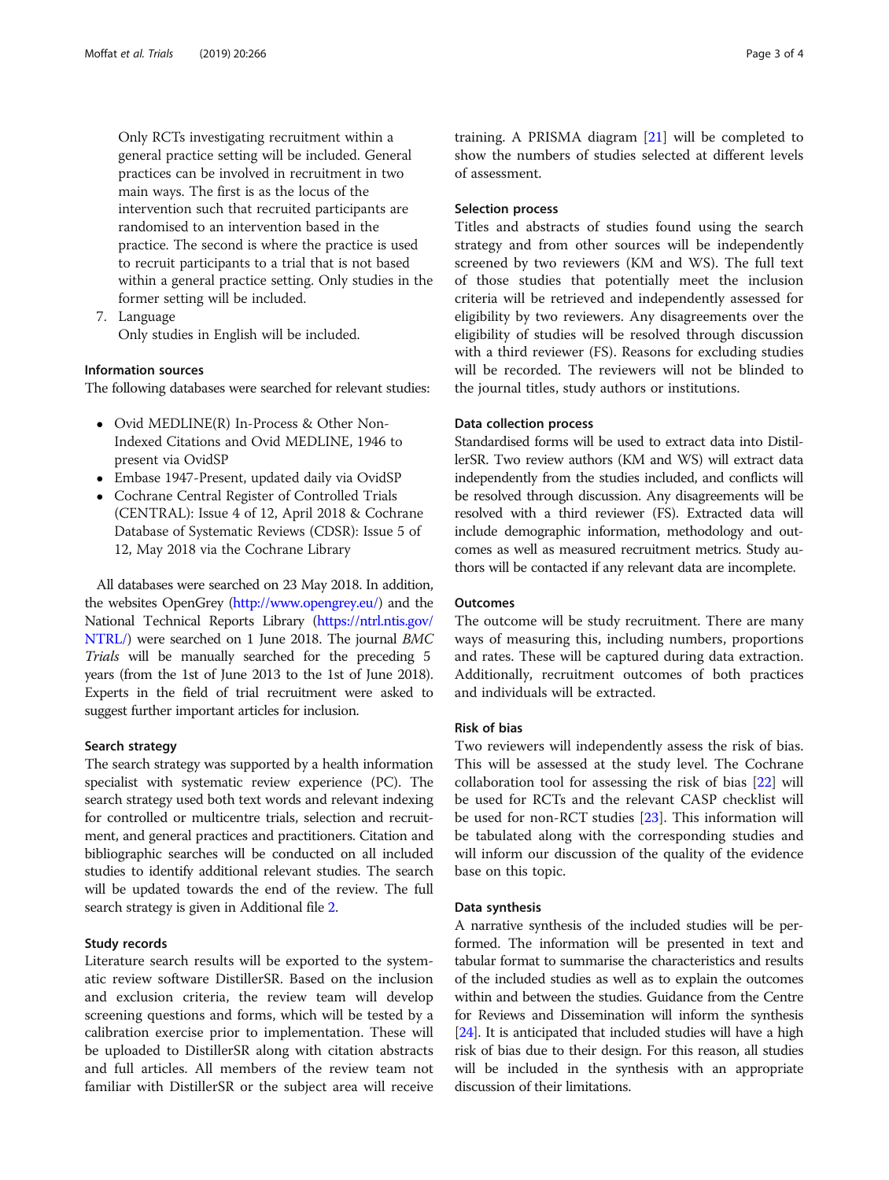Only RCTs investigating recruitment within a general practice setting will be included. General practices can be involved in recruitment in two main ways. The first is as the locus of the intervention such that recruited participants are randomised to an intervention based in the practice. The second is where the practice is used to recruit participants to a trial that is not based within a general practice setting. Only studies in the former setting will be included.

7. Language

   Only studies in English will be included.

### Information sources

The following databases were searched for relevant studies:

- Ovid MEDLINE(R) In-Process & Other Non-Indexed Citations and Ovid MEDLINE, 1946 to present via OvidSP
- Embase 1947-Present, updated daily via OvidSP
- Cochrane Central Register of Controlled Trials (CENTRAL): Issue 4 of 12, April 2018 & Cochrane Database of Systematic Reviews (CDSR): Issue 5 of 12, May 2018 via the Cochrane Library

All databases were searched on 23 May 2018. In addition, the websites OpenGrey (http://www.opengrey.eu/) and the National Technical Reports Library (https://ntrl.ntis.gov/NTRL/) were searched on 1 June 2018. The journal *BMC Trials* will be manually searched for the preceding 5 years (from the 1st of June 2013 to the 1st of June 2018). Experts in the field of trial recruitment were asked to suggest further important articles for inclusion.

### Search strategy

The search strategy was supported by a health information specialist with systematic review experience (PC). The search strategy used both text words and relevant indexing for controlled or multicentre trials, selection and recruitment, and general practices and practitioners. Citation and bibliographic searches will be conducted on all included studies to identify additional relevant studies. The search will be updated towards the end of the review. The full search strategy is given in Additional file 2.

### Study records

Literature search results will be exported to the systematic review software DistillerSR. Based on the inclusion and exclusion criteria, the review team will develop screening questions and forms, which will be tested by a calibration exercise prior to implementation. These will be uploaded to DistillerSR along with citation abstracts and full articles. All members of the review team not familiar with DistillerSR or the subject area will receive training. A PRISMA diagram [21] will be completed to show the numbers of studies selected at different levels of assessment.

### Selection process

Titles and abstracts of studies found using the search strategy and from other sources will be independently screened by two reviewers (KM and WS). The full text of those studies that potentially meet the inclusion criteria will be retrieved and independently assessed for eligibility by two reviewers. Any disagreements over the eligibility of studies will be resolved through discussion with a third reviewer (FS). Reasons for excluding studies will be recorded. The reviewers will not be blinded to the journal titles, study authors or institutions.

### Data collection process

Standardised forms will be used to extract data into DistillerSR. Two review authors (KM and WS) will extract data independently from the studies included, and conflicts will be resolved through discussion. Any disagreements will be resolved with a third reviewer (FS). Extracted data will include demographic information, methodology and outcomes as well as measured recruitment metrics. Study authors will be contacted if any relevant data are incomplete.

### Outcomes

The outcome will be study recruitment. There are many ways of measuring this, including numbers, proportions and rates. These will be captured during data extraction. Additionally, recruitment outcomes of both practices and individuals will be extracted.

### Risk of bias

Two reviewers will independently assess the risk of bias. This will be assessed at the study level. The Cochrane collaboration tool for assessing the risk of bias [22] will be used for RCTs and the relevant CASP checklist will be used for non-RCT studies [23]. This information will be tabulated along with the corresponding studies and will inform our discussion of the quality of the evidence base on this topic.

### Data synthesis

A narrative synthesis of the included studies will be performed. The information will be presented in text and tabular format to summarise the characteristics and results of the included studies as well as to explain the outcomes within and between the studies. Guidance from the Centre for Reviews and Dissemination will inform the synthesis [24]. It is anticipated that included studies will have a high risk of bias due to their design. For this reason, all studies will be included in the synthesis with an appropriate discussion of their limitations.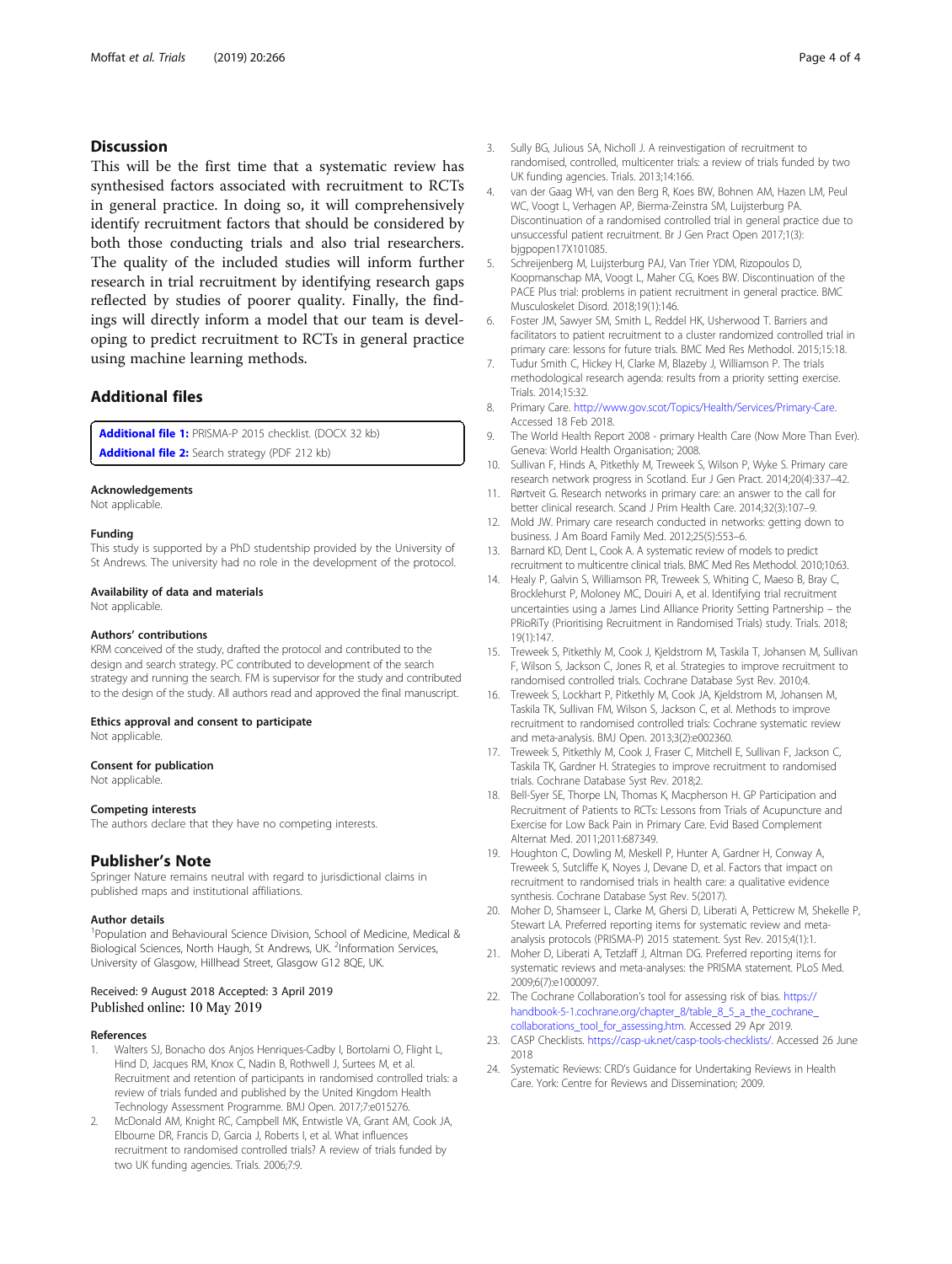## Discussion

This will be the first time that a systematic review has synthesised factors associated with recruitment to RCTs in general practice. In doing so, it will comprehensively identify recruitment factors that should be considered by both those conducting trials and also trial researchers. The quality of the included studies will inform further research in trial recruitment by identifying research gaps reflected by studies of poorer quality. Finally, the findings will directly inform a model that our team is developing to predict recruitment to RCTs in general practice using machine learning methods.

## Additional files

**Additional file 1:** PRISMA-P 2015 checklist. (DOCX 32 kb)

**Additional file 2:** Search strategy (PDF 212 kb)

### Acknowledgements

Not applicable.

### Funding

This study is supported by a PhD studentship provided by the University of St Andrews. The university had no role in the development of the protocol.

### Availability of data and materials

Not applicable.

### Authors' contributions

KRM conceived of the study, drafted the protocol and contributed to the design and search strategy. PC contributed to development of the search strategy and running the search. FM is supervisor for the study and contributed to the design of the study. All authors read and approved the final manuscript.

### Ethics approval and consent to participate

Not applicable.

### Consent for publication

Not applicable.

### Competing interests

The authors declare that they have no competing interests.

## Publisher's Note

Springer Nature remains neutral with regard to jurisdictional claims in published maps and institutional affiliations.

### Author details

[1]Population and Behavioural Science Division, School of Medicine, Medical & Biological Sciences, North Haugh, St Andrews, UK. [2]Information Services, University of Glasgow, Hillhead Street, Glasgow G12 8QE, UK.

Received: 9 August 2018 Accepted: 3 April 2019
Published online: 10 May 2019

### References

1. Walters SJ, Bonacho dos Anjos Henriques-Cadby I, Bortolami O, Flight L, Hind D, Jacques RM, Knox C, Nadin B, Rothwell J, Surtees M, et al. Recruitment and retention of participants in randomised controlled trials: a review of trials funded and published by the United Kingdom Health Technology Assessment Programme. BMJ Open. 2017;7:e015276.
2. McDonald AM, Knight RC, Campbell MK, Entwistle VA, Grant AM, Cook JA, Elbourne DR, Francis D, Garcia J, Roberts I, et al. What influences recruitment to randomised controlled trials? A review of trials funded by two UK funding agencies. Trials. 2006;7:9.
3. Sully BG, Julious SA, Nicholl J. A reinvestigation of recruitment to randomised, controlled, multicenter trials: a review of trials funded by two UK funding agencies. Trials. 2013;14:166.
4. van der Gaag WH, van den Berg R, Koes BW, Bohnen AM, Hazen LM, Peul WC, Voogt L, Verhagen AP, Bierma-Zeinstra SM, Luijsterburg PA. Discontinuation of a randomised controlled trial in general practice due to unsuccessful patient recruitment. Br J Gen Pract Open 2017;1(3): bjgpopen17X101085.
5. Schreijenberg M, Luijsterburg PAJ, Van Trier YDM, Rizopoulos D, Koopmanschap MA, Voogt L, Maher CG, Koes BW. Discontinuation of the PACE Plus trial: problems in patient recruitment in general practice. BMC Musculoskelet Disord. 2018;19(1):146.
6. Foster JM, Sawyer SM, Smith L, Reddel HK, Usherwood T. Barriers and facilitators to patient recruitment to a cluster randomized controlled trial in primary care: lessons for future trials. BMC Med Res Methodol. 2015;15:18.
7. Tudur Smith C, Hickey H, Clarke M, Blazeby J, Williamson P. The trials methodological research agenda: results from a priority setting exercise. Trials. 2014;15:32.
8. Primary Care. http://www.gov.scot/Topics/Health/Services/Primary-Care. Accessed 18 Feb 2018.
9. The World Health Report 2008 - primary Health Care (Now More Than Ever). Geneva: World Health Organisation; 2008.
10. Sullivan F, Hinds A, Pitkethly M, Treweek S, Wilson P, Wyke S. Primary care research network progress in Scotland. Eur J Gen Pract. 2014;20(4):337–42.
11. Rørtveit G. Research networks in primary care: an answer to the call for better clinical research. Scand J Prim Health Care. 2014;32(3):107–9.
12. Mold JW. Primary care research conducted in networks: getting down to business. J Am Board Family Med. 2012;25(5):553–6.
13. Barnard KD, Dent L, Cook A. A systematic review of models to predict recruitment to multicentre clinical trials. BMC Med Res Methodol. 2010;10:63.
14. Healy P, Galvin S, Williamson PR, Treweek S, Whiting C, Maeso B, Bray C, Brocklehurst P, Moloney MC, Douiri A, et al. Identifying trial recruitment uncertainties using a James Lind Alliance Priority Setting Partnership – the PRioRiTy (Prioritising Recruitment in Randomised Trials) study. Trials. 2018; 19(1):147.
15. Treweek S, Pitkethly M, Cook J, Kjeldstrom M, Taskila T, Johansen M, Sullivan F, Wilson S, Jackson C, Jones R, et al. Strategies to improve recruitment to randomised controlled trials. Cochrane Database Syst Rev. 2010;4.
16. Treweek S, Lockhart P, Pitkethly M, Cook JA, Kjeldstrom M, Johansen M, Taskila TK, Sullivan FM, Wilson S, Jackson C, et al. Methods to improve recruitment to randomised controlled trials: Cochrane systematic review and meta-analysis. BMJ Open. 2013;3(2):e002360.
17. Treweek S, Pitkethly M, Cook J, Fraser C, Mitchell E, Sullivan F, Jackson C, Taskila TK, Gardner H. Strategies to improve recruitment to randomised trials. Cochrane Database Syst Rev. 2018;2.
18. Bell-Syer SE, Thorpe LN, Thomas K, Macpherson H. GP Participation and Recruitment of Patients to RCTs: Lessons from Trials of Acupuncture and Exercise for Low Back Pain in Primary Care. Evid Based Complement Alternat Med. 2011;2011:687349.
19. Houghton C, Dowling M, Meskell P, Hunter A, Gardner H, Conway A, Treweek S, Sutcliffe K, Noyes J, Devane D, et al. Factors that impact on recruitment to randomised trials in health care: a qualitative evidence synthesis. Cochrane Database Syst Rev. 5(2017).
20. Moher D, Shamseer L, Clarke M, Ghersi D, Liberati A, Petticrew M, Shekelle P, Stewart LA. Preferred reporting items for systematic review and meta-analysis protocols (PRISMA-P) 2015 statement. Syst Rev. 2015;4(1):1.
21. Moher D, Liberati A, Tetzlaff J, Altman DG. Preferred reporting items for systematic reviews and meta-analyses: the PRISMA statement. PLoS Med. 2009;6(7):e1000097.
22. The Cochrane Collaboration's tool for assessing risk of bias. https://handbook-5-1.cochrane.org/chapter_8/table_8_5_a_the_cochrane_collaborations_tool_for_assessing.htm. Accessed 29 Apr 2019.
23. CASP Checklists. https://casp-uk.net/casp-tools-checklists/. Accessed 26 June 2018
24. Systematic Reviews: CRD's Guidance for Undertaking Reviews in Health Care. York: Centre for Reviews and Dissemination; 2009.